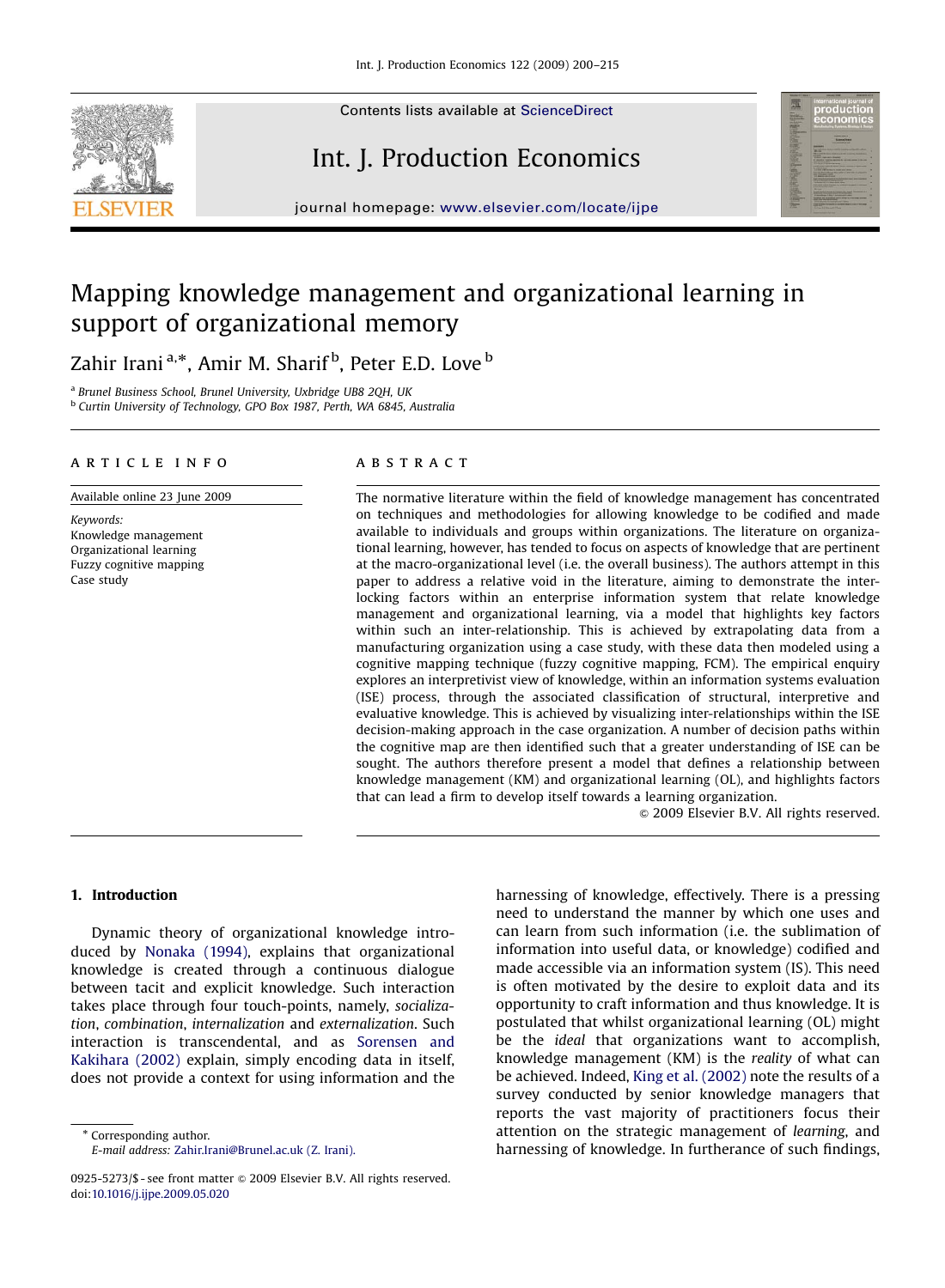# Mapping knowledge management and organizational learning in support of organizational memory

Zahir Irani [a,*], Amir M. Sharif [b], Peter E.D. Love [b]

[a] Brunel Business School, Brunel University, Uxbridge UB8 2QH, UK

[b] Curtin University of Technology, GPO Box 1987, Perth, WA 6845, Australia

## ARTICLE INFO

Available online 23 June 2009

*Keywords:*
Knowledge management
Organizational learning
Fuzzy cognitive mapping
Case study

## ABSTRACT

The normative literature within the field of knowledge management has concentrated on techniques and methodologies for allowing knowledge to be codified and made available to individuals and groups within organizations. The literature on organizational learning, however, has tended to focus on aspects of knowledge that are pertinent at the macro-organizational level (i.e. the overall business). The authors attempt in this paper to address a relative void in the literature, aiming to demonstrate the interlocking factors within an enterprise information system that relate knowledge management and organizational learning, via a model that highlights key factors within such an inter-relationship. This is achieved by extrapolating data from a manufacturing organization using a case study, with these data then modeled using a cognitive mapping technique (fuzzy cognitive mapping, FCM). The empirical enquiry explores an interpretivist view of knowledge, within an information systems evaluation (ISE) process, through the associated classification of structural, interpretive and evaluative knowledge. This is achieved by visualizing inter-relationships within the ISE decision-making approach in the case organization. A number of decision paths within the cognitive map are then identified such that a greater understanding of ISE can be sought. The authors therefore present a model that defines a relationship between knowledge management (KM) and organizational learning (OL), and highlights factors that can lead a firm to develop itself towards a learning organization.

© 2009 Elsevier B.V. All rights reserved.

## 1. Introduction

Dynamic theory of organizational knowledge introduced by Nonaka (1994), explains that organizational knowledge is created through a continuous dialogue between tacit and explicit knowledge. Such interaction takes place through four touch-points, namely, *socialization*, *combination*, *internalization* and *externalization*. Such interaction is transcendental, and as Sorensen and Kakihara (2002) explain, simply encoding data in itself, does not provide a context for using information and the harnessing of knowledge, effectively. There is a pressing need to understand the manner by which one uses and can learn from such information (i.e. the sublimation of information into useful data, or knowledge) codified and made accessible via an information system (IS). This need is often motivated by the desire to exploit data and its opportunity to craft information and thus knowledge. It is postulated that whilst organizational learning (OL) might be the *ideal* that organizations want to accomplish, knowledge management (KM) is the *reality* of what can be achieved. Indeed, King et al. (2002) note the results of a survey conducted by senior knowledge managers that reports the vast majority of practitioners focus their attention on the strategic management of *learning*, and harnessing of knowledge. In furtherance of such findings,

* Corresponding author.
E-mail address: Zahir.Irani@Brunel.ac.uk (Z. Irani).

0925-5273/$ - see front matter © 2009 Elsevier B.V. All rights reserved.
doi:10.1016/j.ijpe.2009.05.020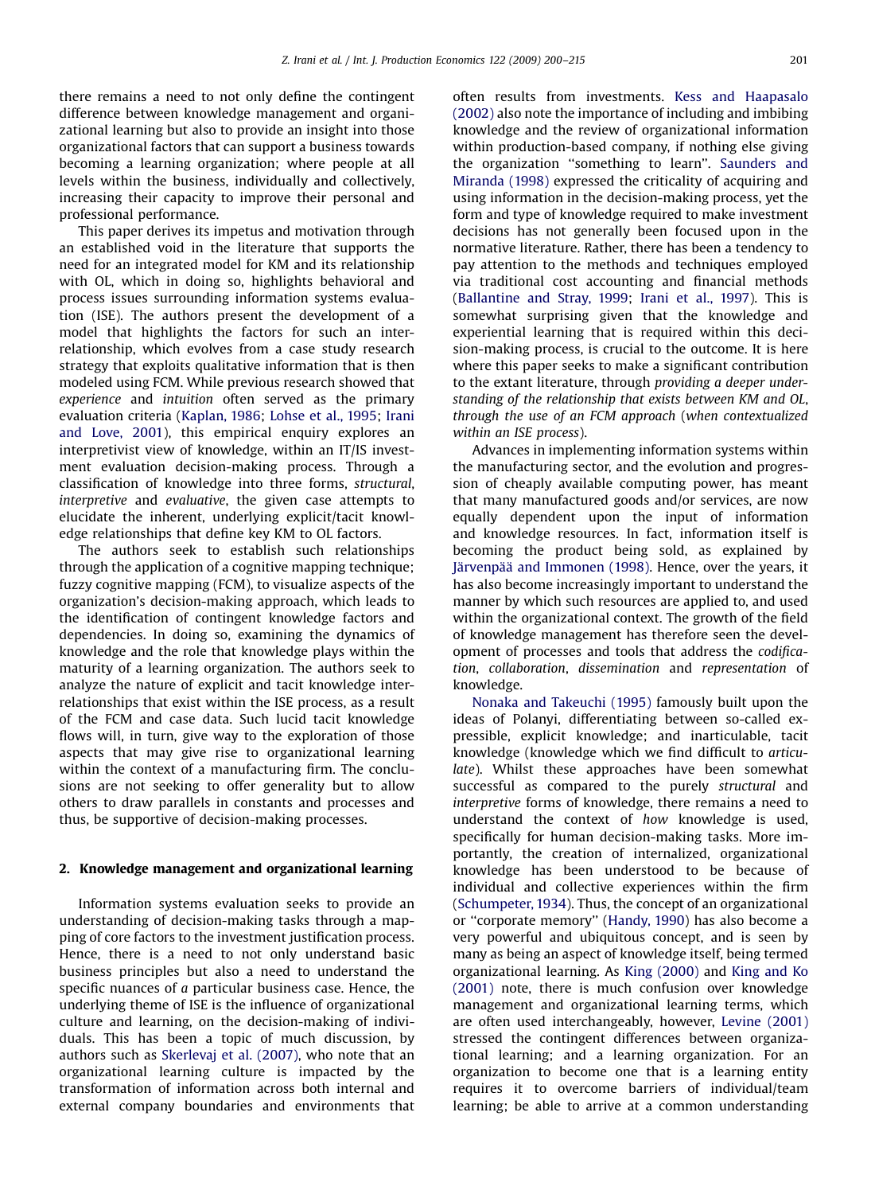there remains a need to not only define the contingent difference between knowledge management and organizational learning but also to provide an insight into those organizational factors that can support a business towards becoming a learning organization; where people at all levels within the business, individually and collectively, increasing their capacity to improve their personal and professional performance.

This paper derives its impetus and motivation through an established void in the literature that supports the need for an integrated model for KM and its relationship with OL, which in doing so, highlights behavioral and process issues surrounding information systems evaluation (ISE). The authors present the development of a model that highlights the factors for such an inter-relationship, which evolves from a case study research strategy that exploits qualitative information that is then modeled using FCM. While previous research showed that *experience* and *intuition* often served as the primary evaluation criteria (Kaplan, 1986; Lohse et al., 1995; Irani and Love, 2001), this empirical enquiry explores an interpretivist view of knowledge, within an IT/IS investment evaluation decision-making process. Through a classification of knowledge into three forms, *structural*, *interpretive* and *evaluative*, the given case attempts to elucidate the inherent, underlying explicit/tacit knowledge relationships that define key KM to OL factors.

The authors seek to establish such relationships through the application of a cognitive mapping technique; fuzzy cognitive mapping (FCM), to visualize aspects of the organization's decision-making approach, which leads to the identification of contingent knowledge factors and dependencies. In doing so, examining the dynamics of knowledge and the role that knowledge plays within the maturity of a learning organization. The authors seek to analyze the nature of explicit and tacit knowledge inter-relationships that exist within the ISE process, as a result of the FCM and case data. Such lucid tacit knowledge flows will, in turn, give way to the exploration of those aspects that may give rise to organizational learning within the context of a manufacturing firm. The conclusions are not seeking to offer generality but to allow others to draw parallels in constants and processes and thus, be supportive of decision-making processes.

## 2. Knowledge management and organizational learning

Information systems evaluation seeks to provide an understanding of decision-making tasks through a mapping of core factors to the investment justification process. Hence, there is a need to not only understand basic business principles but also a need to understand the specific nuances of *a* particular business case. Hence, the underlying theme of ISE is the influence of organizational culture and learning, on the decision-making of individuals. This has been a topic of much discussion, by authors such as Skerlevaj et al. (2007), who note that an organizational learning culture is impacted by the transformation of information across both internal and external company boundaries and environments that often results from investments. Kess and Haapasalo (2002) also note the importance of including and imbibing knowledge and the review of organizational information within production-based company, if nothing else giving the organization ''something to learn''. Saunders and Miranda (1998) expressed the criticality of acquiring and using information in the decision-making process, yet the form and type of knowledge required to make investment decisions has not generally been focused upon in the normative literature. Rather, there has been a tendency to pay attention to the methods and techniques employed via traditional cost accounting and financial methods (Ballantine and Stray, 1999; Irani et al., 1997). This is somewhat surprising given that the knowledge and experiential learning that is required within this decision-making process, is crucial to the outcome. It is here where this paper seeks to make a significant contribution to the extant literature, through *providing a deeper understanding of the relationship that exists between KM and OL, through the use of an FCM approach* (*when contextualized within an ISE process*).

Advances in implementing information systems within the manufacturing sector, and the evolution and progression of cheaply available computing power, has meant that many manufactured goods and/or services, are now equally dependent upon the input of information and knowledge resources. In fact, information itself is becoming the product being sold, as explained by Järvenpää and Immonen (1998). Hence, over the years, it has also become increasingly important to understand the manner by which such resources are applied to, and used within the organizational context. The growth of the field of knowledge management has therefore seen the development of processes and tools that address the *codification*, *collaboration*, *dissemination* and *representation* of knowledge.

Nonaka and Takeuchi (1995) famously built upon the ideas of Polanyi, differentiating between so-called expressible, explicit knowledge; and inarticulable, tacit knowledge (knowledge which we find difficult to *articulate*). Whilst these approaches have been somewhat successful as compared to the purely *structural* and *interpretive* forms of knowledge, there remains a need to understand the context of *how* knowledge is used, specifically for human decision-making tasks. More importantly, the creation of internalized, organizational knowledge has been understood to be because of individual and collective experiences within the firm (Schumpeter, 1934). Thus, the concept of an organizational or ''corporate memory'' (Handy, 1990) has also become a very powerful and ubiquitous concept, and is seen by many as being an aspect of knowledge itself, being termed organizational learning. As King (2000) and King and Ko (2001) note, there is much confusion over knowledge management and organizational learning terms, which are often used interchangeably, however, Levine (2001) stressed the contingent differences between organizational learning; and a learning organization. For an organization to become one that is a learning entity requires it to overcome barriers of individual/team learning; be able to arrive at a common understanding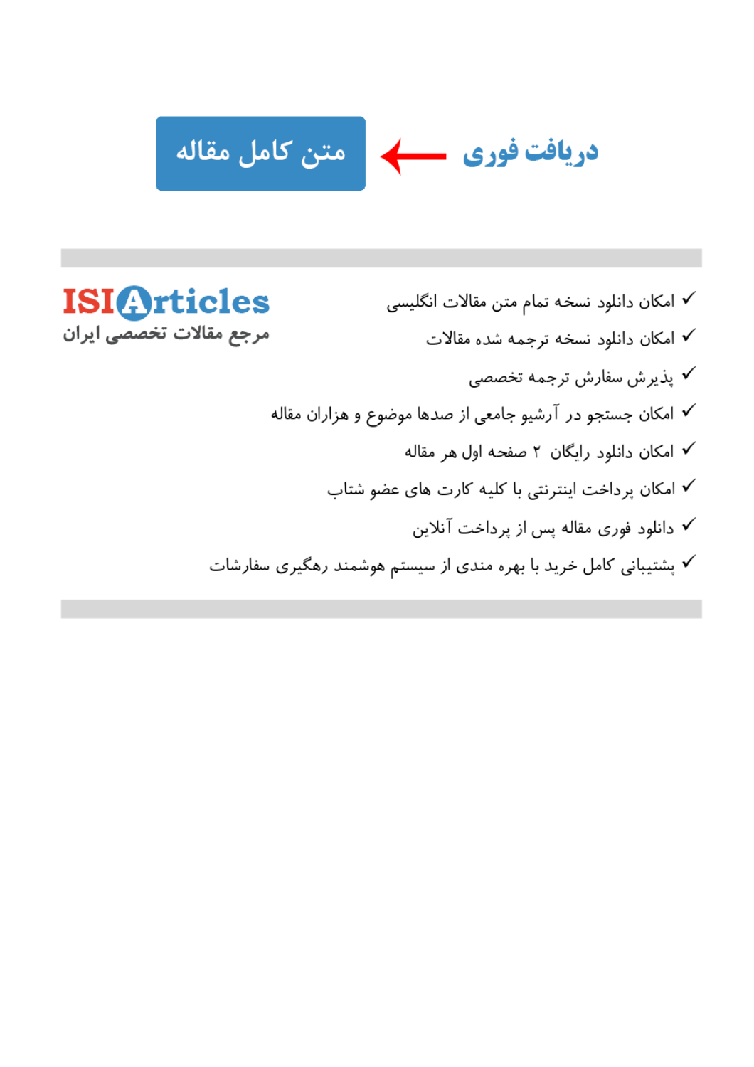دریافت فوری ← **متن کامل مقاله**

**ISIArticles**

مرجع مقالات تخصصی ایران

- ✓ امکان دانلود نسخه تمام متن مقالات انگلیسی
- ✓ امکان دانلود نسخه ترجمه شده مقالات
- ✓ پذیرش سفارش ترجمه تخصصی
- ✓ امکان جستجو در آرشیو جامعی از صدها موضوع و هزاران مقاله
- ✓ امکان دانلود رایگان ۲ صفحه اول هر مقاله
- ✓ امکان پرداخت اینترنتی با کلیه کارت های عضو شتاب
- ✓ دانلود فوری مقاله پس از پرداخت آنلاین
- ✓ پشتیبانی کامل خرید با بهره مندی از سیستم هوشمند رهگیری سفارشات